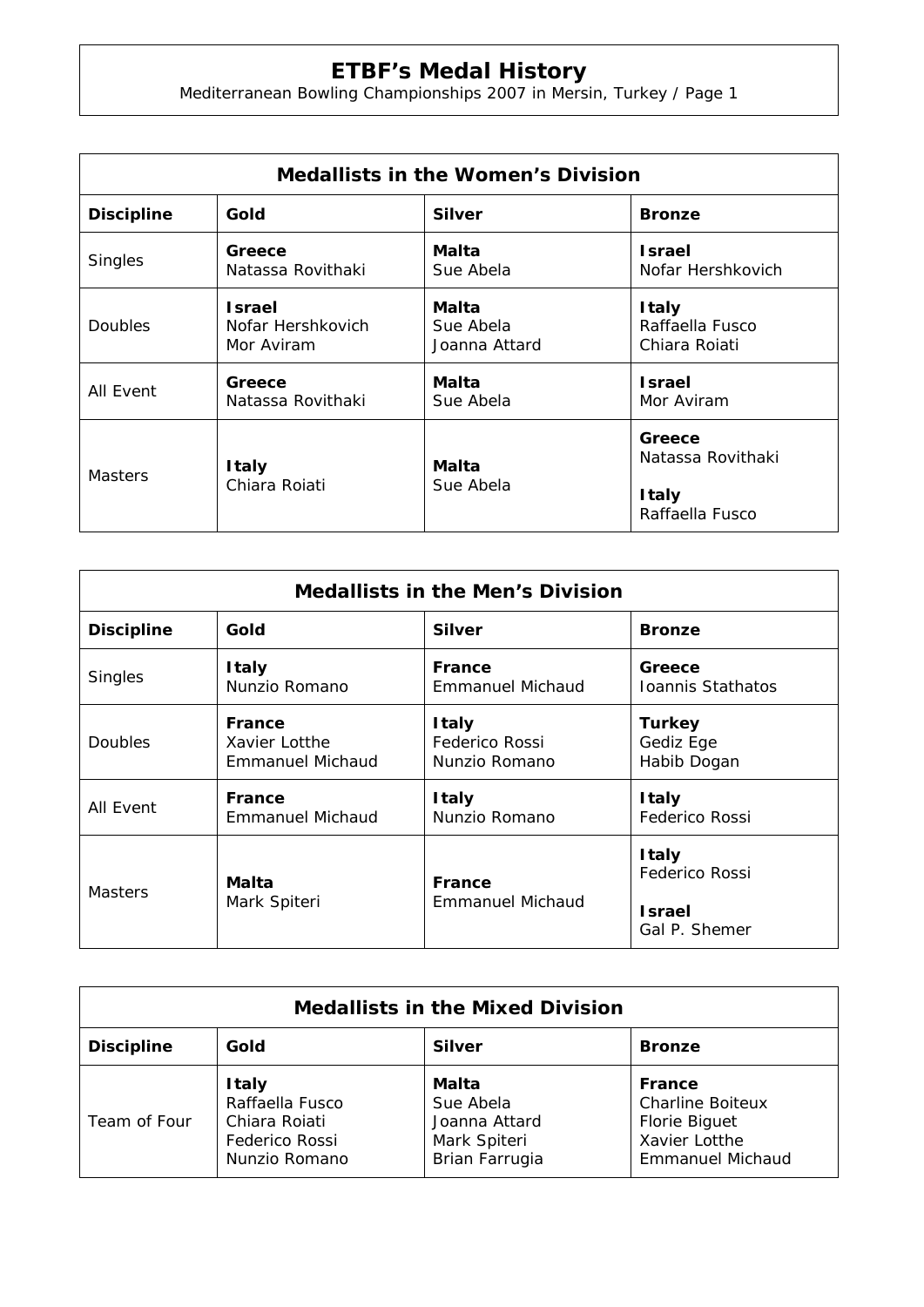# ETBF's Medal History

Mediterranean Bowling Championships 2007 in Mersin, Turkey / Page 1

| Medallists in the Women's Division | | | |
|---|---|---|---|
| **Discipline** | **Gold** | **Silver** | **Bronze** |
| Singles | **Greece**<br>Natassa Rovithaki | **Malta**<br>Sue Abela | **Israel**<br>Nofar Hershkovich |
| Doubles | **Israel**<br>Nofar Hershkovich<br>Mor Aviram | **Malta**<br>Sue Abela<br>Joanna Attard | **Italy**<br>Raffaella Fusco<br>Chiara Roiati |
| All Event | **Greece**<br>Natassa Rovithaki | **Malta**<br>Sue Abela | **Israel**<br>Mor Aviram |
| Masters | **Italy**<br>Chiara Roiati | **Malta**<br>Sue Abela | **Greece**<br>Natassa Rovithaki<br>**Italy**<br>Raffaella Fusco |

| Medallists in the Men's Division | | | |
|---|---|---|---|
| **Discipline** | **Gold** | **Silver** | **Bronze** |
| Singles | **Italy**<br>Nunzio Romano | **France**<br>Emmanuel Michaud | **Greece**<br>Ioannis Stathatos |
| Doubles | **France**<br>Xavier Lotthe<br>Emmanuel Michaud | **Italy**<br>Federico Rossi<br>Nunzio Romano | **Turkey**<br>Gediz Ege<br>Habib Dogan |
| All Event | **France**<br>Emmanuel Michaud | **Italy**<br>Nunzio Romano | **Italy**<br>Federico Rossi |
| Masters | **Malta**<br>Mark Spiteri | **France**<br>Emmanuel Michaud | **Italy**<br>Federico Rossi<br>**Israel**<br>Gal P. Shemer |

| Medallists in the Mixed Division | | | |
|---|---|---|---|
| **Discipline** | **Gold** | **Silver** | **Bronze** |
| Team of Four | **Italy**<br>Raffaella Fusco<br>Chiara Roiati<br>Federico Rossi<br>Nunzio Romano | **Malta**<br>Sue Abela<br>Joanna Attard<br>Mark Spiteri<br>Brian Farrugia | **France**<br>Charline Boiteux<br>Florie Biguet<br>Xavier Lotthe<br>Emmanuel Michaud |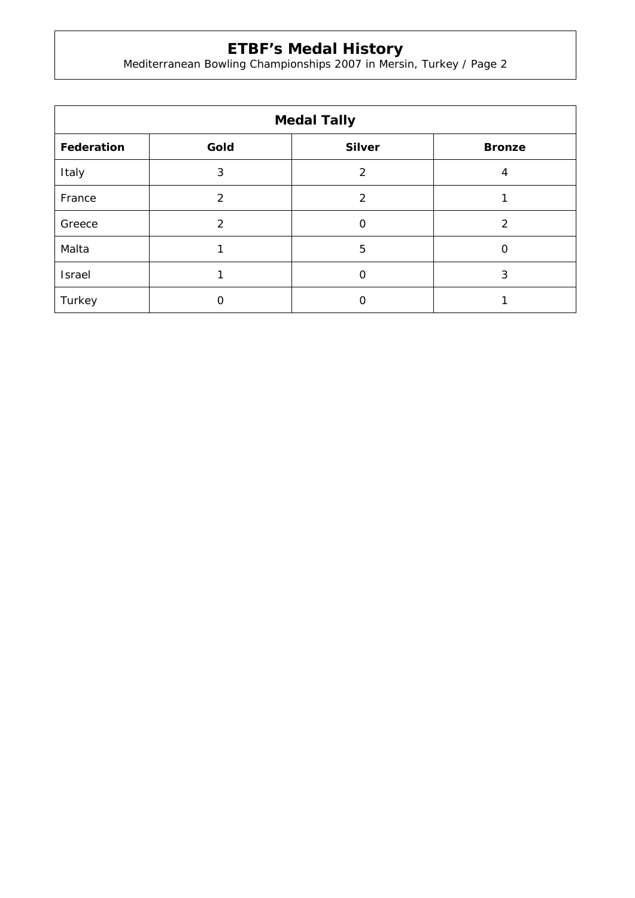| Medal Tally | | | |
|---|---|---|---|
| **Federation** | **Gold** | **Silver** | **Bronze** |
| Italy | 3 | 2 | 4 |
| France | 2 | 2 | 1 |
| Greece | 2 | 0 | 2 |
| Malta | 1 | 5 | 0 |
| Israel | 1 | 0 | 3 |
| Turkey | 0 | 0 | 1 |